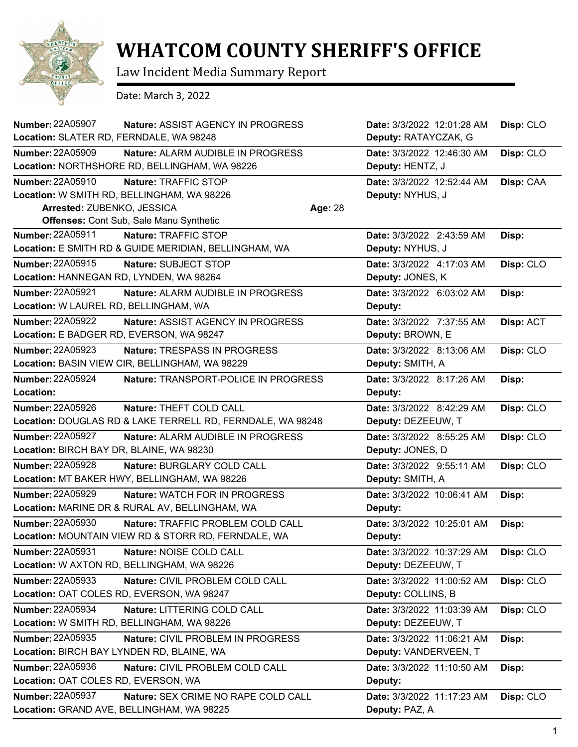# WHATCOM COUNTY SHERIFF'S OFFICE

Law Incident Media Summary Report

Date: March 3, 2022

---

**Number:** 22A05907 **Nature:** ASSIST AGENCY IN PROGRESS **Date:** 3/3/2022 12:01:28 AM **Disp:** CLO
**Location:** SLATER RD, FERNDALE, WA 98248 **Deputy:** RATAYCZAK, G

---

**Number:** 22A05909 **Nature:** ALARM AUDIBLE IN PROGRESS **Date:** 3/3/2022 12:46:30 AM **Disp:** CLO
**Location:** NORTHSHORE RD, BELLINGHAM, WA 98226 **Deputy:** HENTZ, J

---

**Number:** 22A05910 **Nature:** TRAFFIC STOP **Date:** 3/3/2022 12:52:44 AM **Disp:** CAA
**Location:** W SMITH RD, BELLINGHAM, WA 98226 **Deputy:** NYHUS, J
**Arrested:** ZUBENKO, JESSICA **Age:** 28
**Offenses:** Cont Sub, Sale Manu Synthetic

---

**Number:** 22A05911 **Nature:** TRAFFIC STOP **Date:** 3/3/2022 2:43:59 AM **Disp:**
**Location:** E SMITH RD & GUIDE MERIDIAN, BELLINGHAM, WA **Deputy:** NYHUS, J

---

**Number:** 22A05915 **Nature:** SUBJECT STOP **Date:** 3/3/2022 4:17:03 AM **Disp:** CLO
**Location:** HANNEGAN RD, LYNDEN, WA 98264 **Deputy:** JONES, K

---

**Number:** 22A05921 **Nature:** ALARM AUDIBLE IN PROGRESS **Date:** 3/3/2022 6:03:02 AM **Disp:**
**Location:** W LAUREL RD, BELLINGHAM, WA **Deputy:**

---

**Number:** 22A05922 **Nature:** ASSIST AGENCY IN PROGRESS **Date:** 3/3/2022 7:37:55 AM **Disp:** ACT
**Location:** E BADGER RD, EVERSON, WA 98247 **Deputy:** BROWN, E

---

**Number:** 22A05923 **Nature:** TRESPASS IN PROGRESS **Date:** 3/3/2022 8:13:06 AM **Disp:** CLO
**Location:** BASIN VIEW CIR, BELLINGHAM, WA 98229 **Deputy:** SMITH, A

---

**Number:** 22A05924 **Nature:** TRANSPORT-POLICE IN PROGRESS **Date:** 3/3/2022 8:17:26 AM **Disp:**
**Location:** **Deputy:**

---

**Number:** 22A05926 **Nature:** THEFT COLD CALL **Date:** 3/3/2022 8:42:29 AM **Disp:** CLO
**Location:** DOUGLAS RD & LAKE TERRELL RD, FERNDALE, WA 98248 **Deputy:** DEZEEUW, T

---

**Number:** 22A05927 **Nature:** ALARM AUDIBLE IN PROGRESS **Date:** 3/3/2022 8:55:25 AM **Disp:** CLO
**Location:** BIRCH BAY DR, BLAINE, WA 98230 **Deputy:** JONES, D

---

**Number:** 22A05928 **Nature:** BURGLARY COLD CALL **Date:** 3/3/2022 9:55:11 AM **Disp:** CLO
**Location:** MT BAKER HWY, BELLINGHAM, WA 98226 **Deputy:** SMITH, A

---

**Number:** 22A05929 **Nature:** WATCH FOR IN PROGRESS **Date:** 3/3/2022 10:06:41 AM **Disp:**
**Location:** MARINE DR & RURAL AV, BELLINGHAM, WA **Deputy:**

---

**Number:** 22A05930 **Nature:** TRAFFIC PROBLEM COLD CALL **Date:** 3/3/2022 10:25:01 AM **Disp:**
**Location:** MOUNTAIN VIEW RD & STORR RD, FERNDALE, WA **Deputy:**

---

**Number:** 22A05931 **Nature:** NOISE COLD CALL **Date:** 3/3/2022 10:37:29 AM **Disp:** CLO
**Location:** W AXTON RD, BELLINGHAM, WA 98226 **Deputy:** DEZEEUW, T

---

**Number:** 22A05933 **Nature:** CIVIL PROBLEM COLD CALL **Date:** 3/3/2022 11:00:52 AM **Disp:** CLO
**Location:** OAT COLES RD, EVERSON, WA 98247 **Deputy:** COLLINS, B

---

**Number:** 22A05934 **Nature:** LITTERING COLD CALL **Date:** 3/3/2022 11:03:39 AM **Disp:** CLO
**Location:** W SMITH RD, BELLINGHAM, WA 98226 **Deputy:** DEZEEUW, T

---

**Number:** 22A05935 **Nature:** CIVIL PROBLEM IN PROGRESS **Date:** 3/3/2022 11:06:21 AM **Disp:**
**Location:** BIRCH BAY LYNDEN RD, BLAINE, WA **Deputy:** VANDERVEEN, T

---

**Number:** 22A05936 **Nature:** CIVIL PROBLEM COLD CALL **Date:** 3/3/2022 11:10:50 AM **Disp:**
**Location:** OAT COLES RD, EVERSON, WA **Deputy:**

---

**Number:** 22A05937 **Nature:** SEX CRIME NO RAPE COLD CALL **Date:** 3/3/2022 11:17:23 AM **Disp:** CLO
**Location:** GRAND AVE, BELLINGHAM, WA 98225 **Deputy:** PAZ, A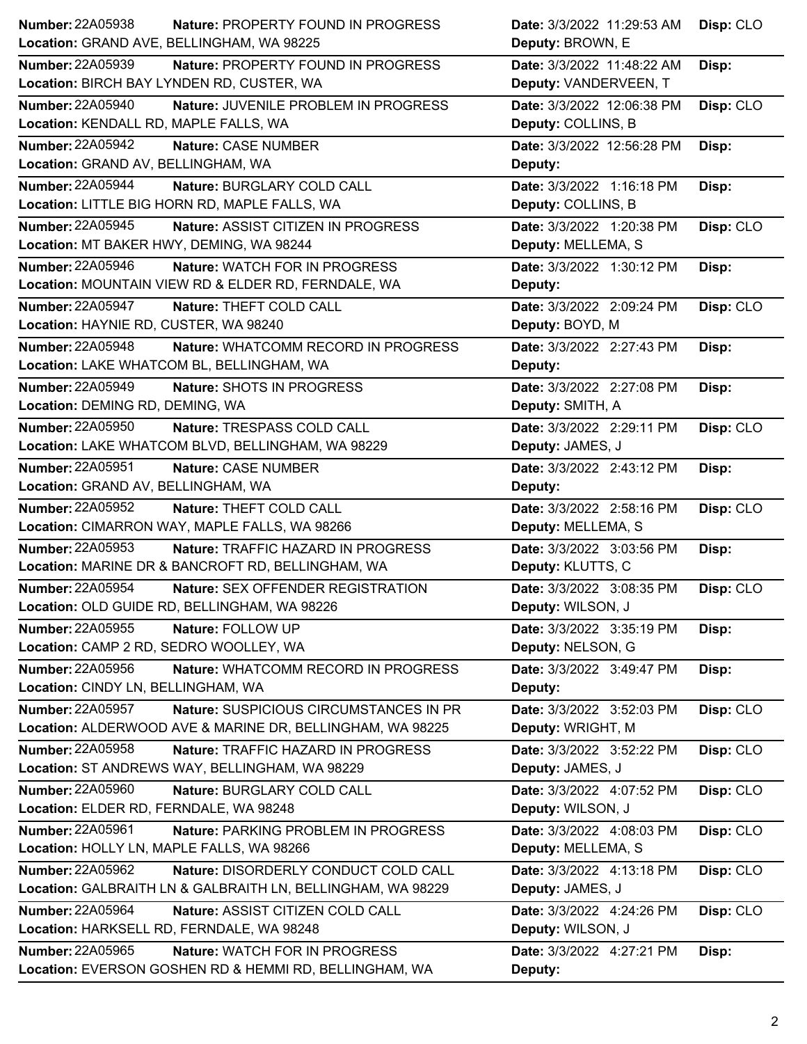| Number | Nature | Location | Date | Deputy | Disp |
|---|---|---|---|---|---|
| 22A05938 | PROPERTY FOUND IN PROGRESS | GRAND AVE, BELLINGHAM, WA 98225 | 3/3/2022 11:29:53 AM | BROWN, E | CLO |
| 22A05939 | PROPERTY FOUND IN PROGRESS | BIRCH BAY LYNDEN RD, CUSTER, WA | 3/3/2022 11:48:22 AM | VANDERVEEN, T | |
| 22A05940 | JUVENILE PROBLEM IN PROGRESS | KENDALL RD, MAPLE FALLS, WA | 3/3/2022 12:06:38 PM | COLLINS, B | CLO |
| 22A05942 | CASE NUMBER | GRAND AV, BELLINGHAM, WA | 3/3/2022 12:56:28 PM | | |
| 22A05944 | BURGLARY COLD CALL | LITTLE BIG HORN RD, MAPLE FALLS, WA | 3/3/2022 1:16:18 PM | COLLINS, B | |
| 22A05945 | ASSIST CITIZEN IN PROGRESS | MT BAKER HWY, DEMING, WA 98244 | 3/3/2022 1:20:38 PM | MELLEMA, S | CLO |
| 22A05946 | WATCH FOR IN PROGRESS | MOUNTAIN VIEW RD & ELDER RD, FERNDALE, WA | 3/3/2022 1:30:12 PM | | |
| 22A05947 | THEFT COLD CALL | HAYNIE RD, CUSTER, WA 98240 | 3/3/2022 2:09:24 PM | BOYD, M | CLO |
| 22A05948 | WHATCOMM RECORD IN PROGRESS | LAKE WHATCOM BL, BELLINGHAM, WA | 3/3/2022 2:27:43 PM | | |
| 22A05949 | SHOTS IN PROGRESS | DEMING RD, DEMING, WA | 3/3/2022 2:27:08 PM | SMITH, A | |
| 22A05950 | TRESPASS COLD CALL | LAKE WHATCOM BLVD, BELLINGHAM, WA 98229 | 3/3/2022 2:29:11 PM | JAMES, J | CLO |
| 22A05951 | CASE NUMBER | GRAND AV, BELLINGHAM, WA | 3/3/2022 2:43:12 PM | | |
| 22A05952 | THEFT COLD CALL | CIMARRON WAY, MAPLE FALLS, WA 98266 | 3/3/2022 2:58:16 PM | MELLEMA, S | CLO |
| 22A05953 | TRAFFIC HAZARD IN PROGRESS | MARINE DR & BANCROFT RD, BELLINGHAM, WA | 3/3/2022 3:03:56 PM | KLUTTS, C | |
| 22A05954 | SEX OFFENDER REGISTRATION | OLD GUIDE RD, BELLINGHAM, WA 98226 | 3/3/2022 3:08:35 PM | WILSON, J | CLO |
| 22A05955 | FOLLOW UP | CAMP 2 RD, SEDRO WOOLLEY, WA | 3/3/2022 3:35:19 PM | NELSON, G | |
| 22A05956 | WHATCOMM RECORD IN PROGRESS | CINDY LN, BELLINGHAM, WA | 3/3/2022 3:49:47 PM | | |
| 22A05957 | SUSPICIOUS CIRCUMSTANCES IN PR | ALDERWOOD AVE & MARINE DR, BELLINGHAM, WA 98225 | 3/3/2022 3:52:03 PM | WRIGHT, M | CLO |
| 22A05958 | TRAFFIC HAZARD IN PROGRESS | ST ANDREWS WAY, BELLINGHAM, WA 98229 | 3/3/2022 3:52:22 PM | JAMES, J | CLO |
| 22A05960 | BURGLARY COLD CALL | ELDER RD, FERNDALE, WA 98248 | 3/3/2022 4:07:52 PM | WILSON, J | CLO |
| 22A05961 | PARKING PROBLEM IN PROGRESS | HOLLY LN, MAPLE FALLS, WA 98266 | 3/3/2022 4:08:03 PM | MELLEMA, S | CLO |
| 22A05962 | DISORDERLY CONDUCT COLD CALL | GALBRAITH LN & GALBRAITH LN, BELLINGHAM, WA 98229 | 3/3/2022 4:13:18 PM | JAMES, J | CLO |
| 22A05964 | ASSIST CITIZEN COLD CALL | HARKSELL RD, FERNDALE, WA 98248 | 3/3/2022 4:24:26 PM | WILSON, J | CLO |
| 22A05965 | WATCH FOR IN PROGRESS | EVERSON GOSHEN RD & HEMMI RD, BELLINGHAM, WA | 3/3/2022 4:27:21 PM | | |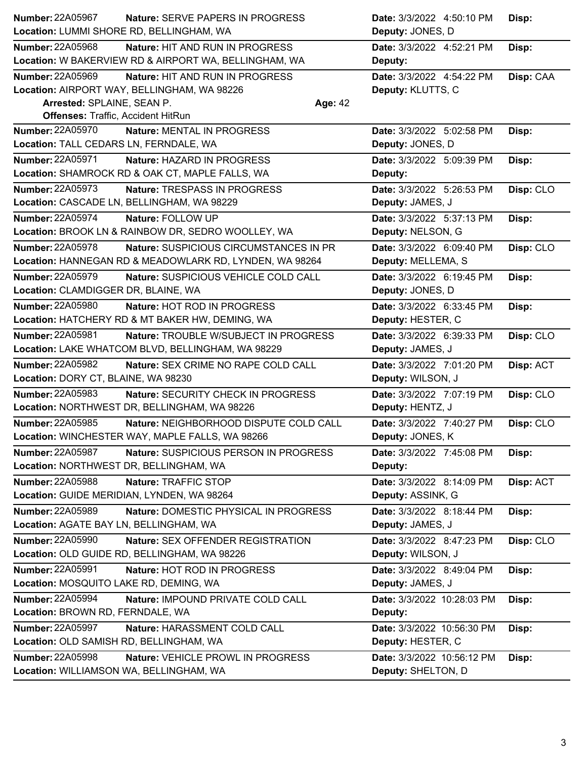**Number:** 22A05967 **Nature:** SERVE PAPERS IN PROGRESS **Date:** 3/3/2022 4:50:10 PM **Disp:**
**Location:** LUMMI SHORE RD, BELLINGHAM, WA **Deputy:** JONES, D

---

**Number:** 22A05968 **Nature:** HIT AND RUN IN PROGRESS **Date:** 3/3/2022 4:52:21 PM **Disp:**
**Location:** W BAKERVIEW RD & AIRPORT WA, BELLINGHAM, WA **Deputy:**

---

**Number:** 22A05969 **Nature:** HIT AND RUN IN PROGRESS **Date:** 3/3/2022 4:54:22 PM **Disp:** CAA
**Location:** AIRPORT WAY, BELLINGHAM, WA 98226 **Deputy:** KLUTTS, C
**Arrested:** SPLAINE, SEAN P. **Age:** 42
**Offenses:** Traffic, Accident HitRun

---

**Number:** 22A05970 **Nature:** MENTAL IN PROGRESS **Date:** 3/3/2022 5:02:58 PM **Disp:**
**Location:** TALL CEDARS LN, FERNDALE, WA **Deputy:** JONES, D

---

**Number:** 22A05971 **Nature:** HAZARD IN PROGRESS **Date:** 3/3/2022 5:09:39 PM **Disp:**
**Location:** SHAMROCK RD & OAK CT, MAPLE FALLS, WA **Deputy:**

---

**Number:** 22A05973 **Nature:** TRESPASS IN PROGRESS **Date:** 3/3/2022 5:26:53 PM **Disp:** CLO
**Location:** CASCADE LN, BELLINGHAM, WA 98229 **Deputy:** JAMES, J

---

**Number:** 22A05974 **Nature:** FOLLOW UP **Date:** 3/3/2022 5:37:13 PM **Disp:**
**Location:** BROOK LN & RAINBOW DR, SEDRO WOOLLEY, WA **Deputy:** NELSON, G

---

**Number:** 22A05978 **Nature:** SUSPICIOUS CIRCUMSTANCES IN PR **Date:** 3/3/2022 6:09:40 PM **Disp:** CLO
**Location:** HANNEGAN RD & MEADOWLARK RD, LYNDEN, WA 98264 **Deputy:** MELLEMA, S

---

**Number:** 22A05979 **Nature:** SUSPICIOUS VEHICLE COLD CALL **Date:** 3/3/2022 6:19:45 PM **Disp:**
**Location:** CLAMDIGGER DR, BLAINE, WA **Deputy:** JONES, D

---

**Number:** 22A05980 **Nature:** HOT ROD IN PROGRESS **Date:** 3/3/2022 6:33:45 PM **Disp:**
**Location:** HATCHERY RD & MT BAKER HW, DEMING, WA **Deputy:** HESTER, C

---

**Number:** 22A05981 **Nature:** TROUBLE W/SUBJECT IN PROGRESS **Date:** 3/3/2022 6:39:33 PM **Disp:** CLO
**Location:** LAKE WHATCOM BLVD, BELLINGHAM, WA 98229 **Deputy:** JAMES, J

---

**Number:** 22A05982 **Nature:** SEX CRIME NO RAPE COLD CALL **Date:** 3/3/2022 7:01:20 PM **Disp:** ACT
**Location:** DORY CT, BLAINE, WA 98230 **Deputy:** WILSON, J

---

**Number:** 22A05983 **Nature:** SECURITY CHECK IN PROGRESS **Date:** 3/3/2022 7:07:19 PM **Disp:** CLO
**Location:** NORTHWEST DR, BELLINGHAM, WA 98226 **Deputy:** HENTZ, J

---

**Number:** 22A05985 **Nature:** NEIGHBORHOOD DISPUTE COLD CALL **Date:** 3/3/2022 7:40:27 PM **Disp:** CLO
**Location:** WINCHESTER WAY, MAPLE FALLS, WA 98266 **Deputy:** JONES, K

---

**Number:** 22A05987 **Nature:** SUSPICIOUS PERSON IN PROGRESS **Date:** 3/3/2022 7:45:08 PM **Disp:**
**Location:** NORTHWEST DR, BELLINGHAM, WA **Deputy:**

---

**Number:** 22A05988 **Nature:** TRAFFIC STOP **Date:** 3/3/2022 8:14:09 PM **Disp:** ACT
**Location:** GUIDE MERIDIAN, LYNDEN, WA 98264 **Deputy:** ASSINK, G

---

**Number:** 22A05989 **Nature:** DOMESTIC PHYSICAL IN PROGRESS **Date:** 3/3/2022 8:18:44 PM **Disp:**
**Location:** AGATE BAY LN, BELLINGHAM, WA **Deputy:** JAMES, J

---

**Number:** 22A05990 **Nature:** SEX OFFENDER REGISTRATION **Date:** 3/3/2022 8:47:23 PM **Disp:** CLO
**Location:** OLD GUIDE RD, BELLINGHAM, WA 98226 **Deputy:** WILSON, J

---

**Number:** 22A05991 **Nature:** HOT ROD IN PROGRESS **Date:** 3/3/2022 8:49:04 PM **Disp:**
**Location:** MOSQUITO LAKE RD, DEMING, WA **Deputy:** JAMES, J

---

**Number:** 22A05994 **Nature:** IMPOUND PRIVATE COLD CALL **Date:** 3/3/2022 10:28:03 PM **Disp:**
**Location:** BROWN RD, FERNDALE, WA **Deputy:**

---

**Number:** 22A05997 **Nature:** HARASSMENT COLD CALL **Date:** 3/3/2022 10:56:30 PM **Disp:**
**Location:** OLD SAMISH RD, BELLINGHAM, WA **Deputy:** HESTER, C

---

**Number:** 22A05998 **Nature:** VEHICLE PROWL IN PROGRESS **Date:** 3/3/2022 10:56:12 PM **Disp:**
**Location:** WILLIAMSON WA, BELLINGHAM, WA **Deputy:** SHELTON, D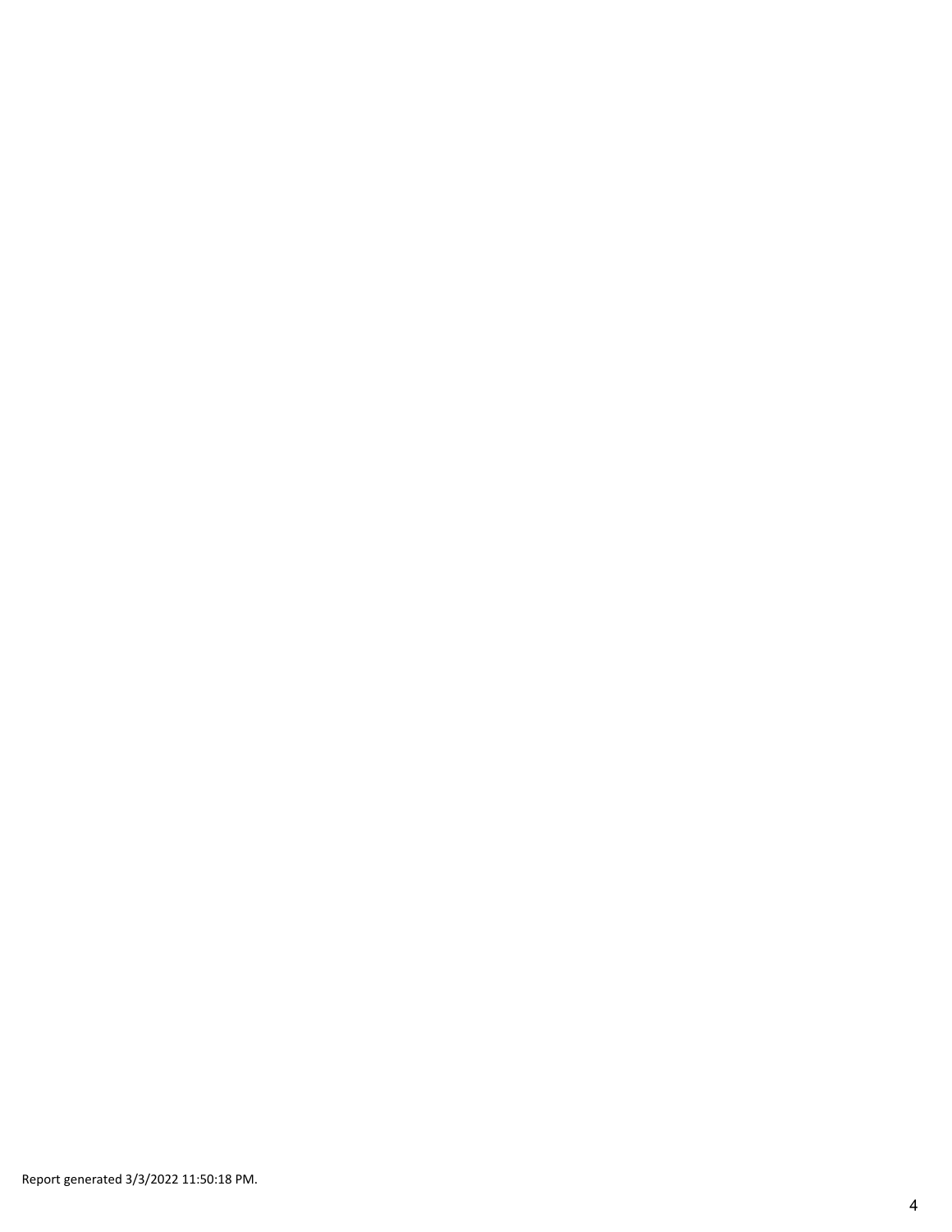Report generated 3/3/2022 11:50:18 PM.